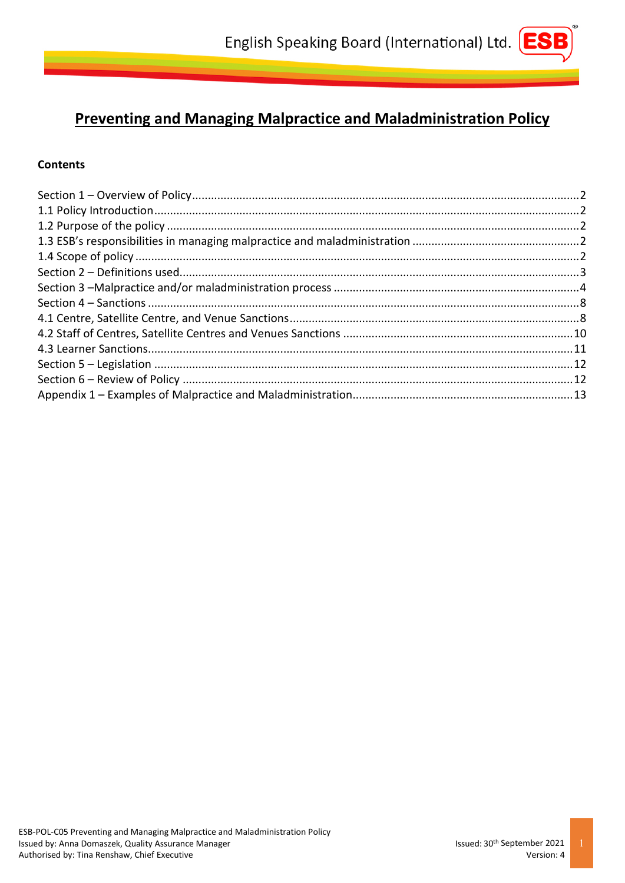# Preventing and Managing Malpractice and Maladministration Policy

**Contents**

Section 1 – Overview of Policy ........................................................................................................ 2
1.1 Policy Introduction ................................................................................................................... 2
1.2 Purpose of the policy ............................................................................................................... 2
1.3 ESB's responsibilities in managing malpractice and maladministration .................................. 2
1.4 Scope of policy ........................................................................................................................ 2
Section 2 – Definitions used ............................................................................................................ 3
Section 3 –Malpractice and/or maladministration process ............................................................ 4
Section 4 – Sanctions ...................................................................................................................... 8
4.1 Centre, Satellite Centre, and Venue Sanctions ......................................................................... 8
4.2 Staff of Centres, Satellite Centres and Venues Sanctions ...................................................... 10
4.3 Learner Sanctions ................................................................................................................... 11
Section 5 – Legislation .................................................................................................................. 12
Section 6 – Review of Policy ......................................................................................................... 12
Appendix 1 – Examples of Malpractice and Maladministration .................................................... 13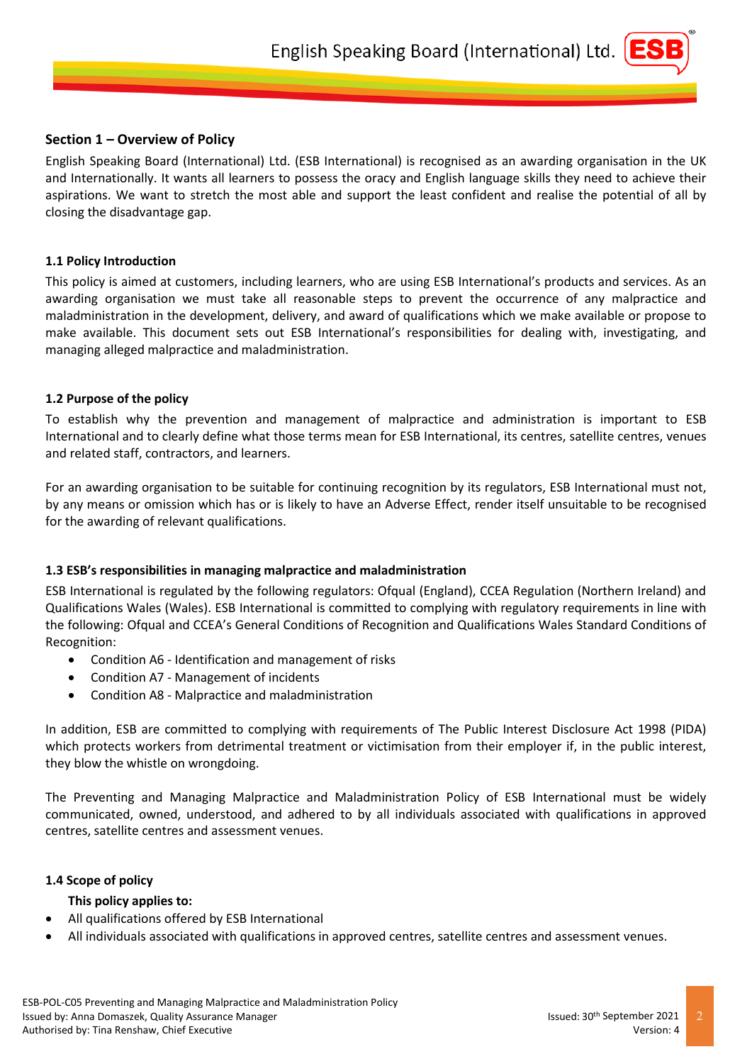## Section 1 – Overview of Policy

English Speaking Board (International) Ltd. (ESB International) is recognised as an awarding organisation in the UK and Internationally. It wants all learners to possess the oracy and English language skills they need to achieve their aspirations. We want to stretch the most able and support the least confident and realise the potential of all by closing the disadvantage gap.

### 1.1 Policy Introduction

This policy is aimed at customers, including learners, who are using ESB International's products and services. As an awarding organisation we must take all reasonable steps to prevent the occurrence of any malpractice and maladministration in the development, delivery, and award of qualifications which we make available or propose to make available. This document sets out ESB International's responsibilities for dealing with, investigating, and managing alleged malpractice and maladministration.

### 1.2 Purpose of the policy

To establish why the prevention and management of malpractice and administration is important to ESB International and to clearly define what those terms mean for ESB International, its centres, satellite centres, venues and related staff, contractors, and learners.

For an awarding organisation to be suitable for continuing recognition by its regulators, ESB International must not, by any means or omission which has or is likely to have an Adverse Effect, render itself unsuitable to be recognised for the awarding of relevant qualifications.

### 1.3 ESB's responsibilities in managing malpractice and maladministration

ESB International is regulated by the following regulators: Ofqual (England), CCEA Regulation (Northern Ireland) and Qualifications Wales (Wales). ESB International is committed to complying with regulatory requirements in line with the following: Ofqual and CCEA's General Conditions of Recognition and Qualifications Wales Standard Conditions of Recognition:

- Condition A6 - Identification and management of risks
- Condition A7 - Management of incidents
- Condition A8 - Malpractice and maladministration

In addition, ESB are committed to complying with requirements of The Public Interest Disclosure Act 1998 (PIDA) which protects workers from detrimental treatment or victimisation from their employer if, in the public interest, they blow the whistle on wrongdoing.

The Preventing and Managing Malpractice and Maladministration Policy of ESB International must be widely communicated, owned, understood, and adhered to by all individuals associated with qualifications in approved centres, satellite centres and assessment venues.

### 1.4 Scope of policy

**This policy applies to:**

- All qualifications offered by ESB International
- All individuals associated with qualifications in approved centres, satellite centres and assessment venues.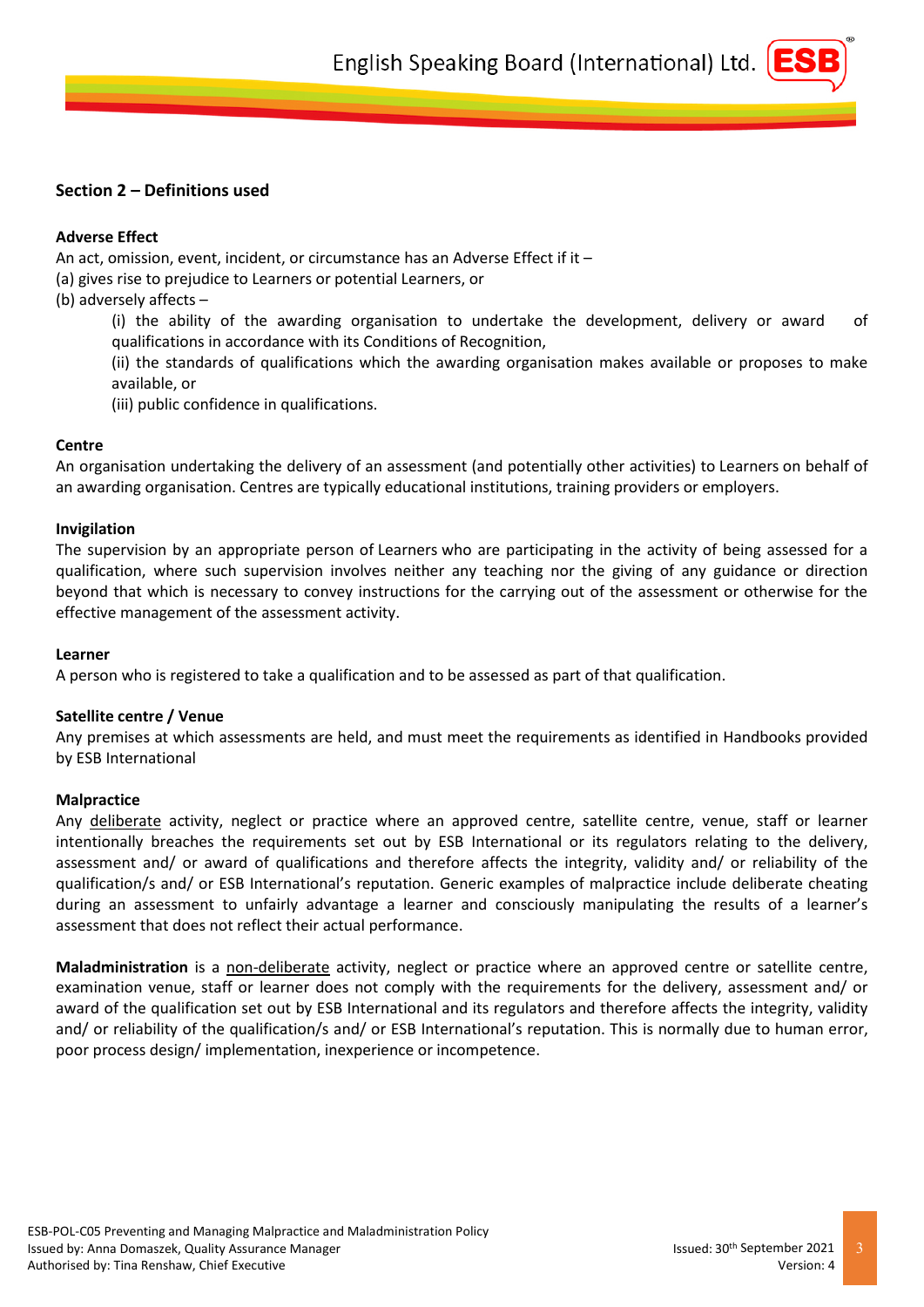## Section 2 – Definitions used

**Adverse Effect**

An act, omission, event, incident, or circumstance has an Adverse Effect if it –

(a) gives rise to prejudice to Learners or potential Learners, or

(b) adversely affects –

(i) the ability of the awarding organisation to undertake the development, delivery or award of qualifications in accordance with its Conditions of Recognition,

(ii) the standards of qualifications which the awarding organisation makes available or proposes to make available, or

(iii) public confidence in qualifications.

**Centre**

An organisation undertaking the delivery of an assessment (and potentially other activities) to Learners on behalf of an awarding organisation. Centres are typically educational institutions, training providers or employers.

**Invigilation**

The supervision by an appropriate person of Learners who are participating in the activity of being assessed for a qualification, where such supervision involves neither any teaching nor the giving of any guidance or direction beyond that which is necessary to convey instructions for the carrying out of the assessment or otherwise for the effective management of the assessment activity.

**Learner**

A person who is registered to take a qualification and to be assessed as part of that qualification.

**Satellite centre / Venue**

Any premises at which assessments are held, and must meet the requirements as identified in Handbooks provided by ESB International

**Malpractice**

Any deliberate activity, neglect or practice where an approved centre, satellite centre, venue, staff or learner intentionally breaches the requirements set out by ESB International or its regulators relating to the delivery, assessment and/ or award of qualifications and therefore affects the integrity, validity and/ or reliability of the qualification/s and/ or ESB International's reputation. Generic examples of malpractice include deliberate cheating during an assessment to unfairly advantage a learner and consciously manipulating the results of a learner's assessment that does not reflect their actual performance.

**Maladministration** is a non-deliberate activity, neglect or practice where an approved centre or satellite centre, examination venue, staff or learner does not comply with the requirements for the delivery, assessment and/ or award of the qualification set out by ESB International and its regulators and therefore affects the integrity, validity and/ or reliability of the qualification/s and/ or ESB International's reputation. This is normally due to human error, poor process design/ implementation, inexperience or incompetence.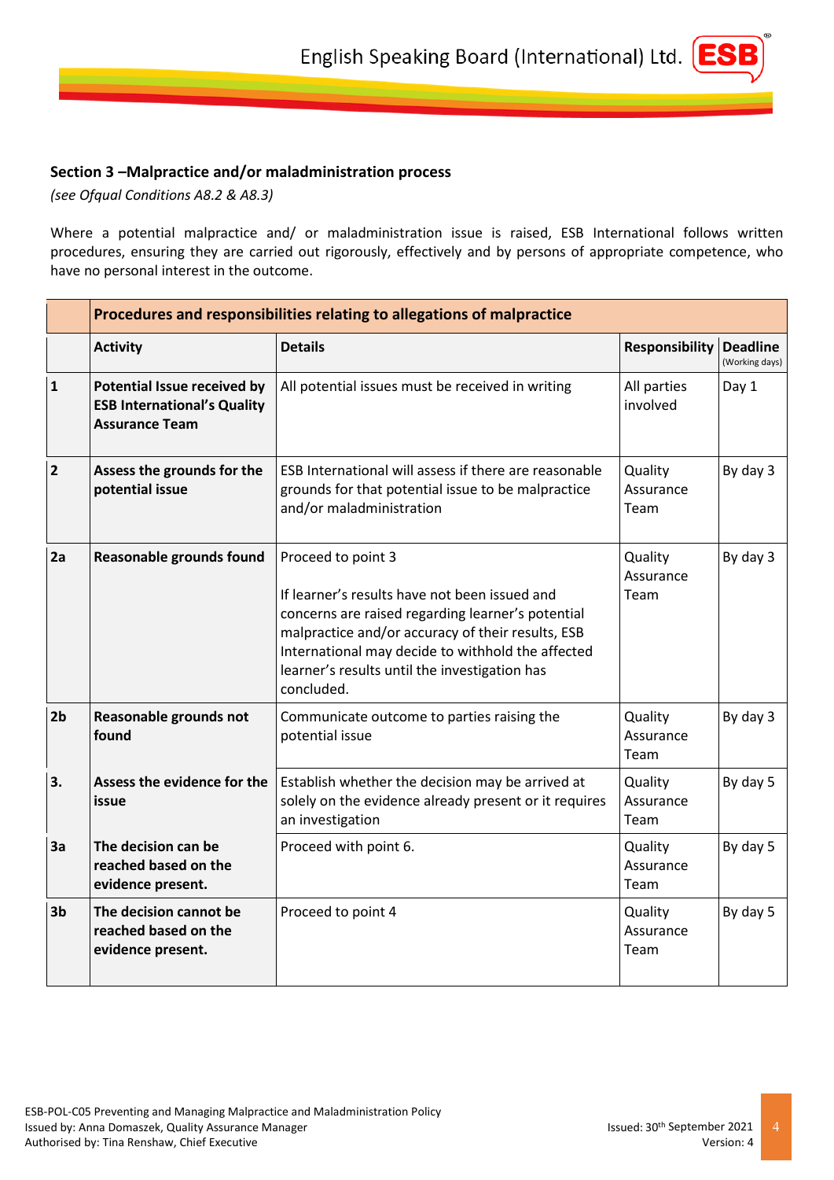### Section 3 –Malpractice and/or maladministration process

*(see Ofqual Conditions A8.2 & A8.3)*

Where a potential malpractice and/ or maladministration issue is raised, ESB International follows written procedures, ensuring they are carried out rigorously, effectively and by persons of appropriate competence, who have no personal interest in the outcome.

| | **Procedures and responsibilities relating to allegations of malpractice** | | | |
|---|---|---|---|---|
| | **Activity** | **Details** | **Responsibility** | **Deadline** (Working days) |
| **1** | **Potential Issue received by ESB International's Quality Assurance Team** | All potential issues must be received in writing | All parties involved | Day 1 |
| **2** | **Assess the grounds for the potential issue** | ESB International will assess if there are reasonable grounds for that potential issue to be malpractice and/or maladministration | Quality Assurance Team | By day 3 |
| **2a** | **Reasonable grounds found** | Proceed to point 3<br><br>If learner's results have not been issued and concerns are raised regarding learner's potential malpractice and/or accuracy of their results, ESB International may decide to withhold the affected learner's results until the investigation has concluded. | Quality Assurance Team | By day 3 |
| **2b** | **Reasonable grounds not found** | Communicate outcome to parties raising the potential issue | Quality Assurance Team | By day 3 |
| **3.** | **Assess the evidence for the issue** | Establish whether the decision may be arrived at solely on the evidence already present or it requires an investigation | Quality Assurance Team | By day 5 |
| **3a** | **The decision can be reached based on the evidence present.** | Proceed with point 6. | Quality Assurance Team | By day 5 |
| **3b** | **The decision cannot be reached based on the evidence present.** | Proceed to point 4 | Quality Assurance Team | By day 5 |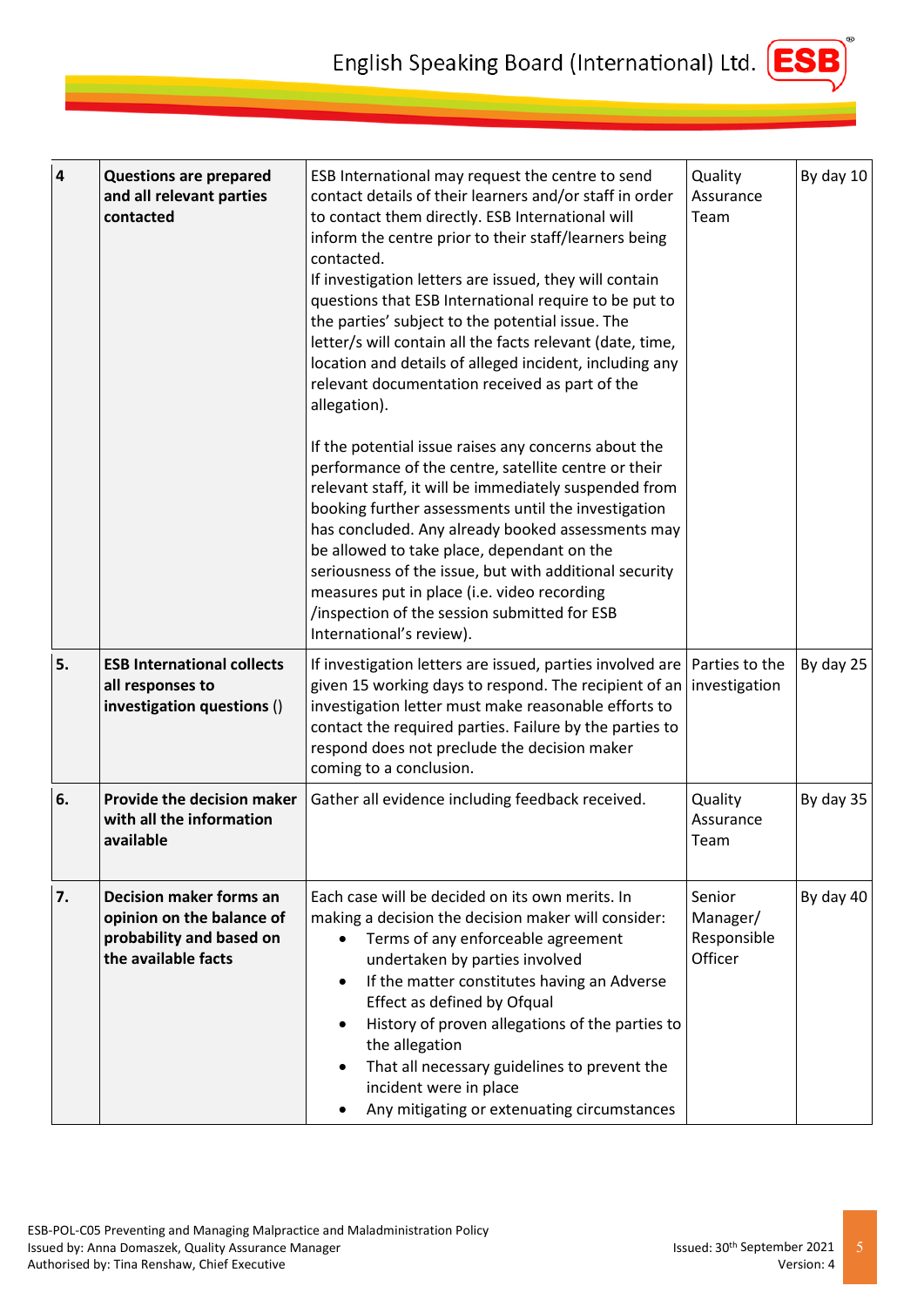| 4 | **Questions are prepared and all relevant parties contacted** | ESB International may request the centre to send contact details of their learners and/or staff in order to contact them directly. ESB International will inform the centre prior to their staff/learners being contacted.<br>If investigation letters are issued, they will contain questions that ESB International require to be put to the parties' subject to the potential issue. The letter/s will contain all the facts relevant (date, time, location and details of alleged incident, including any relevant documentation received as part of the allegation).<br><br>If the potential issue raises any concerns about the performance of the centre, satellite centre or their relevant staff, it will be immediately suspended from booking further assessments until the investigation has concluded. Any already booked assessments may be allowed to take place, dependant on the seriousness of the issue, but with additional security measures put in place (i.e. video recording /inspection of the session submitted for ESB International's review). | Quality Assurance Team | By day 10 |
|---|---|---|---|---|
| 5. | **ESB International collects all responses to investigation questions ()** | If investigation letters are issued, parties involved are given 15 working days to respond. The recipient of an investigation letter must make reasonable efforts to contact the required parties. Failure by the parties to respond does not preclude the decision maker coming to a conclusion. | Parties to the investigation | By day 25 |
| 6. | **Provide the decision maker with all the information available** | Gather all evidence including feedback received. | Quality Assurance Team | By day 35 |
| 7. | **Decision maker forms an opinion on the balance of probability and based on the available facts** | Each case will be decided on its own merits. In making a decision the decision maker will consider:<br>• Terms of any enforceable agreement undertaken by parties involved<br>• If the matter constitutes having an Adverse Effect as defined by Ofqual<br>• History of proven allegations of the parties to the allegation<br>• That all necessary guidelines to prevent the incident were in place<br>• Any mitigating or extenuating circumstances | Senior Manager/ Responsible Officer | By day 40 |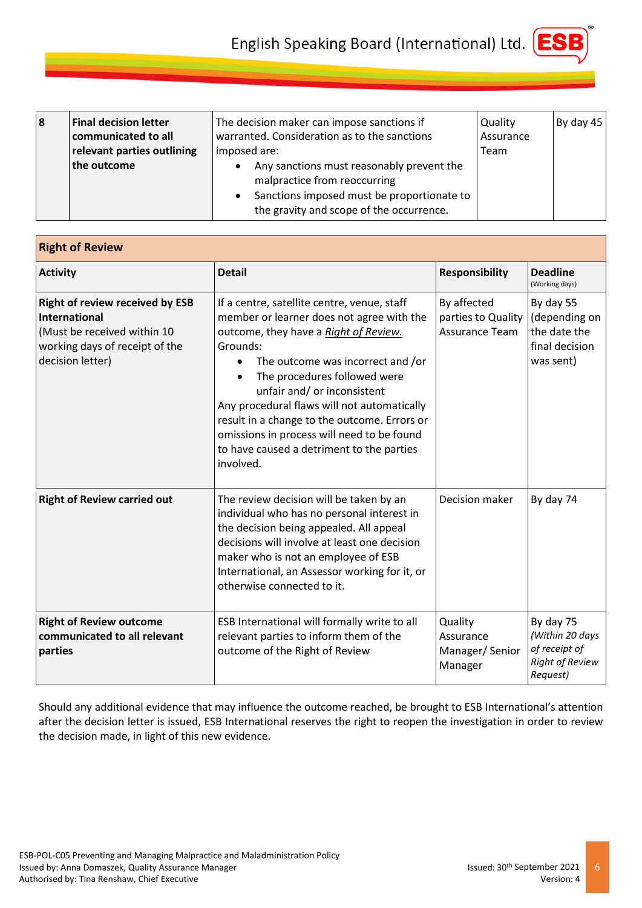| 8 | **Final decision letter communicated to all relevant parties outlining the outcome** | The decision maker can impose sanctions if warranted. Consideration as to the sanctions imposed are: <br>• Any sanctions must reasonably prevent the malpractice from reoccurring <br>• Sanctions imposed must be proportionate to the gravity and scope of the occurrence. | Quality Assurance Team | By day 45 |
|---|---|---|---|---|

| **Right of Review** | | | |
|---|---|---|---|
| **Activity** | **Detail** | **Responsibility** | **Deadline** (Working days) |
| **Right of review received by ESB International** (Must be received within 10 working days of receipt of the decision letter) | If a centre, satellite centre, venue, staff member or learner does not agree with the outcome, they have a *Right of Review.* Grounds: <br>• The outcome was incorrect and /or <br>• The procedures followed were unfair and/ or inconsistent <br>Any procedural flaws will not automatically result in a change to the outcome. Errors or omissions in process will need to be found to have caused a detriment to the parties involved. | By affected parties to Quality Assurance Team | By day 55 (depending on the date the final decision was sent) |
| **Right of Review carried out** | The review decision will be taken by an individual who has no personal interest in the decision being appealed. All appeal decisions will involve at least one decision maker who is not an employee of ESB International, an Assessor working for it, or otherwise connected to it. | Decision maker | By day 74 |
| **Right of Review outcome communicated to all relevant parties** | ESB International will formally write to all relevant parties to inform them of the outcome of the Right of Review | Quality Assurance Manager/ Senior Manager | By day 75 *(Within 20 days of receipt of Right of Review Request)* |

Should any additional evidence that may influence the outcome reached, be brought to ESB International's attention after the decision letter is issued, ESB International reserves the right to reopen the investigation in order to review the decision made, in light of this new evidence.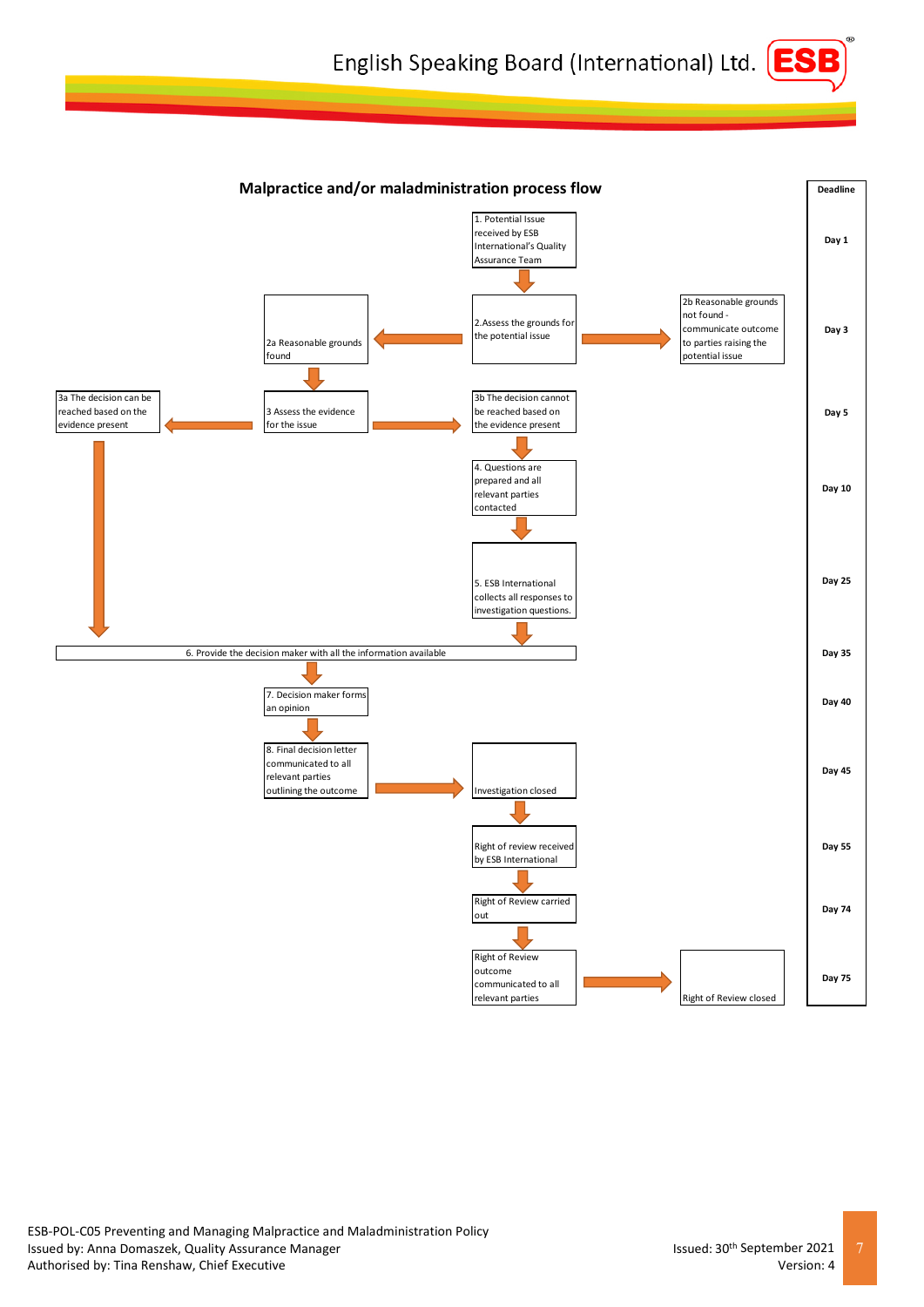## Malpractice and/or maladministration process flow

| Step | Deadline |
|---|---|
| 1. Potential Issue received by ESB International's Quality Assurance Team | Day 1 |
| 2. Assess the grounds for the potential issue → 2a Reasonable grounds found / 2b Reasonable grounds not found - communicate outcome to parties raising the potential issue | Day 3 |
| 3 Assess the evidence for the issue → 3a The decision can be reached based on the evidence present (proceed to step 6) / 3b The decision cannot be reached based on the evidence present | Day 5 |
| 4. Questions are prepared and all relevant parties contacted | Day 10 |
| 5. ESB International collects all responses to investigation questions. | Day 25 |
| 6. Provide the decision maker with all the information available | Day 35 |
| 7. Decision maker forms an opinion | Day 40 |
| 8. Final decision letter communicated to all relevant parties outlining the outcome → Investigation closed | Day 45 |
| Right of review received by ESB International | Day 55 |
| Right of Review carried out | Day 74 |
| Right of Review outcome communicated to all relevant parties → Right of Review closed | Day 75 |

ESB-POL-C05 Preventing and Managing Malpractice and Maladministration Policy
Issued by: Anna Domaszek, Quality Assurance Manager
Authorised by: Tina Renshaw, Chief Executive

Issued: 30th September 2021
Version: 4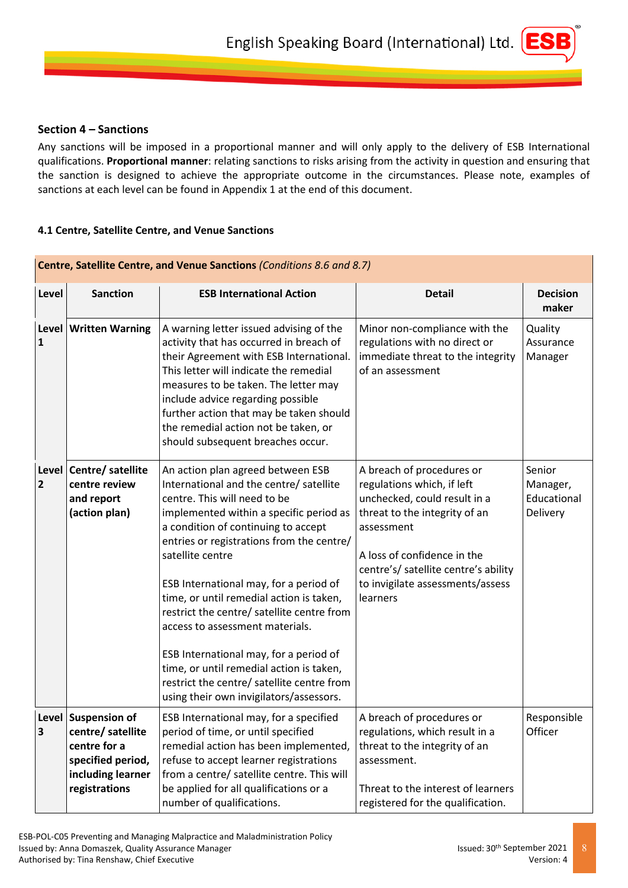## Section 4 – Sanctions

Any sanctions will be imposed in a proportional manner and will only apply to the delivery of ESB International qualifications. **Proportional manner**: relating sanctions to risks arising from the activity in question and ensuring that the sanction is designed to achieve the appropriate outcome in the circumstances. Please note, examples of sanctions at each level can be found in Appendix 1 at the end of this document.

### 4.1 Centre, Satellite Centre, and Venue Sanctions

**Centre, Satellite Centre, and Venue Sanctions** *(Conditions 8.6 and 8.7)*

| Level | Sanction | ESB International Action | Detail | Decision maker |
|---|---|---|---|---|
| **Level 1** | **Written Warning** | A warning letter issued advising of the activity that has occurred in breach of their Agreement with ESB International. This letter will indicate the remedial measures to be taken. The letter may include advice regarding possible further action that may be taken should the remedial action not be taken, or should subsequent breaches occur. | Minor non-compliance with the regulations with no direct or immediate threat to the integrity of an assessment | Quality Assurance Manager |
| **Level 2** | **Centre/ satellite centre review and report (action plan)** | An action plan agreed between ESB International and the centre/ satellite centre. This will need to be implemented within a specific period as a condition of continuing to accept entries or registrations from the centre/ satellite centre<br><br>ESB International may, for a period of time, or until remedial action is taken, restrict the centre/ satellite centre from access to assessment materials.<br><br>ESB International may, for a period of time, or until remedial action is taken, restrict the centre/ satellite centre from using their own invigilators/assessors. | A breach of procedures or regulations which, if left unchecked, could result in a threat to the integrity of an assessment<br><br>A loss of confidence in the centre's/ satellite centre's ability to invigilate assessments/assess learners | Senior Manager, Educational Delivery |
| **Level 3** | **Suspension of centre/ satellite centre for a specified period, including learner registrations** | ESB International may, for a specified period of time, or until specified remedial action has been implemented, refuse to accept learner registrations from a centre/ satellite centre. This will be applied for all qualifications or a number of qualifications. | A breach of procedures or regulations, which result in a threat to the integrity of an assessment.<br><br>Threat to the interest of learners registered for the qualification. | Responsible Officer |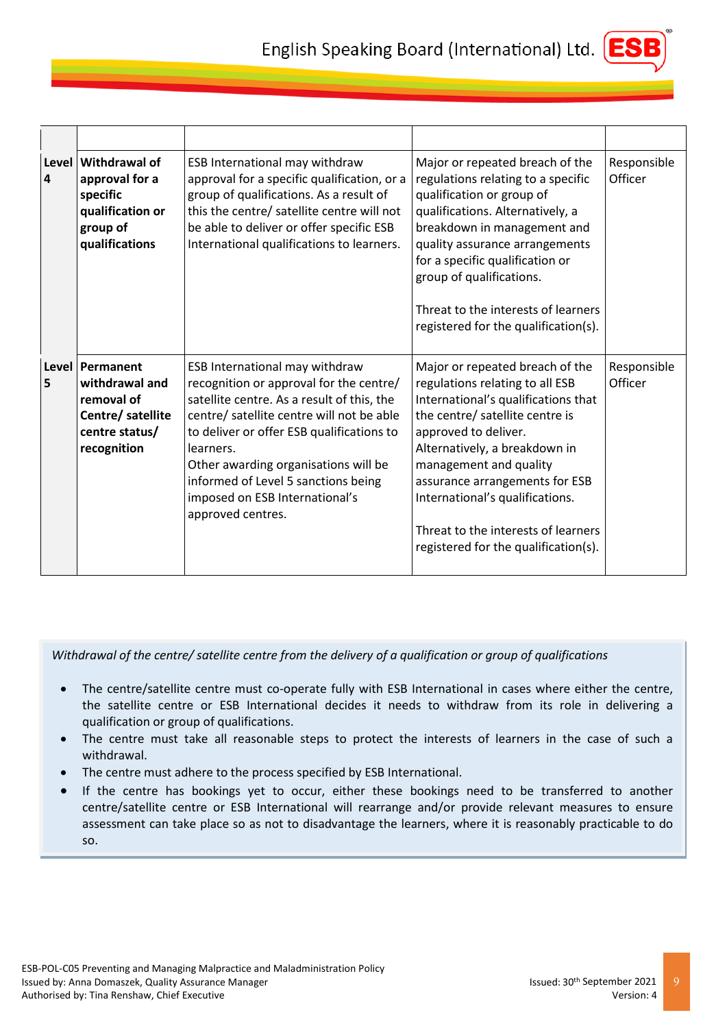| | | | | |
|---|---|---|---|---|
| Level 4 | **Withdrawal of approval for a specific qualification or group of qualifications** | ESB International may withdraw approval for a specific qualification, or a group of qualifications. As a result of this the centre/ satellite centre will not be able to deliver or offer specific ESB International qualifications to learners. | Major or repeated breach of the regulations relating to a specific qualification or group of qualifications. Alternatively, a breakdown in management and quality assurance arrangements for a specific qualification or group of qualifications.<br><br>Threat to the interests of learners registered for the qualification(s). | Responsible Officer |
| Level 5 | **Permanent withdrawal and removal of Centre/ satellite centre status/ recognition** | ESB International may withdraw recognition or approval for the centre/ satellite centre. As a result of this, the centre/ satellite centre will not be able to deliver or offer ESB qualifications to learners.<br>Other awarding organisations will be informed of Level 5 sanctions being imposed on ESB International's approved centres. | Major or repeated breach of the regulations relating to all ESB International's qualifications that the centre/ satellite centre is approved to deliver.<br>Alternatively, a breakdown in management and quality assurance arrangements for ESB International's qualifications.<br><br>Threat to the interests of learners registered for the qualification(s). | Responsible Officer |

*Withdrawal of the centre/ satellite centre from the delivery of a qualification or group of qualifications*

- The centre/satellite centre must co-operate fully with ESB International in cases where either the centre, the satellite centre or ESB International decides it needs to withdraw from its role in delivering a qualification or group of qualifications.
- The centre must take all reasonable steps to protect the interests of learners in the case of such a withdrawal.
- The centre must adhere to the process specified by ESB International.
- If the centre has bookings yet to occur, either these bookings need to be transferred to another centre/satellite centre or ESB International will rearrange and/or provide relevant measures to ensure assessment can take place so as not to disadvantage the learners, where it is reasonably practicable to do so.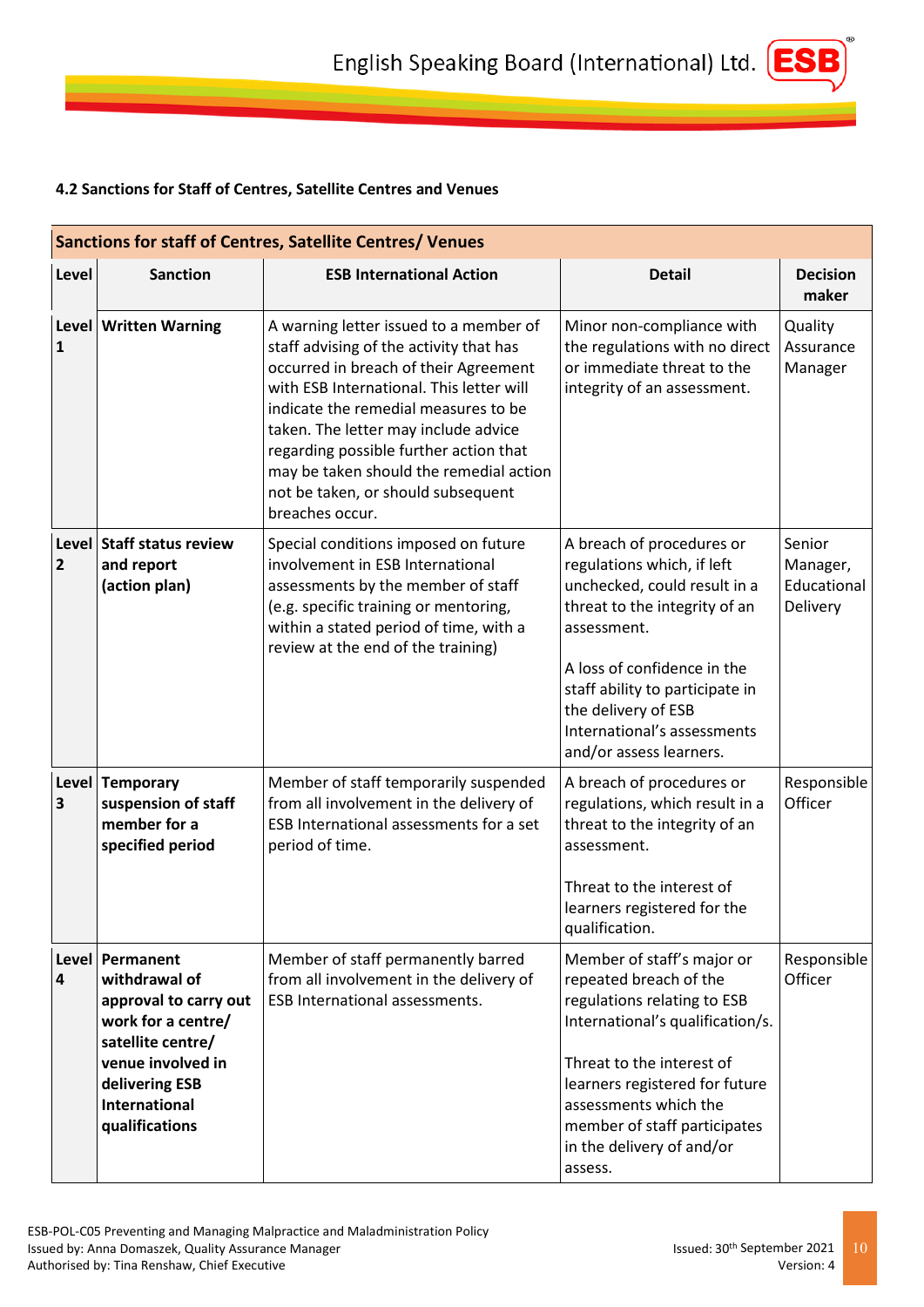#### 4.2 Sanctions for Staff of Centres, Satellite Centres and Venues

| Sanctions for staff of Centres, Satellite Centres/ Venues | | | | |
|---|---|---|---|---|
| **Level** | **Sanction** | **ESB International Action** | **Detail** | **Decision maker** |
| **Level 1** | **Written Warning** | A warning letter issued to a member of staff advising of the activity that has occurred in breach of their Agreement with ESB International. This letter will indicate the remedial measures to be taken. The letter may include advice regarding possible further action that may be taken should the remedial action not be taken, or should subsequent breaches occur. | Minor non-compliance with the regulations with no direct or immediate threat to the integrity of an assessment. | Quality Assurance Manager |
| **Level 2** | **Staff status review and report (action plan)** | Special conditions imposed on future involvement in ESB International assessments by the member of staff (e.g. specific training or mentoring, within a stated period of time, with a review at the end of the training) | A breach of procedures or regulations which, if left unchecked, could result in a threat to the integrity of an assessment.<br><br>A loss of confidence in the staff ability to participate in the delivery of ESB International's assessments and/or assess learners. | Senior Manager, Educational Delivery |
| **Level 3** | **Temporary suspension of staff member for a specified period** | Member of staff temporarily suspended from all involvement in the delivery of ESB International assessments for a set period of time. | A breach of procedures or regulations, which result in a threat to the integrity of an assessment.<br><br>Threat to the interest of learners registered for the qualification. | Responsible Officer |
| **Level 4** | **Permanent withdrawal of approval to carry out work for a centre/ satellite centre/ venue involved in delivering ESB International qualifications** | Member of staff permanently barred from all involvement in the delivery of ESB International assessments. | Member of staff's major or repeated breach of the regulations relating to ESB International's qualification/s.<br><br>Threat to the interest of learners registered for future assessments which the member of staff participates in the delivery of and/or assess. | Responsible Officer |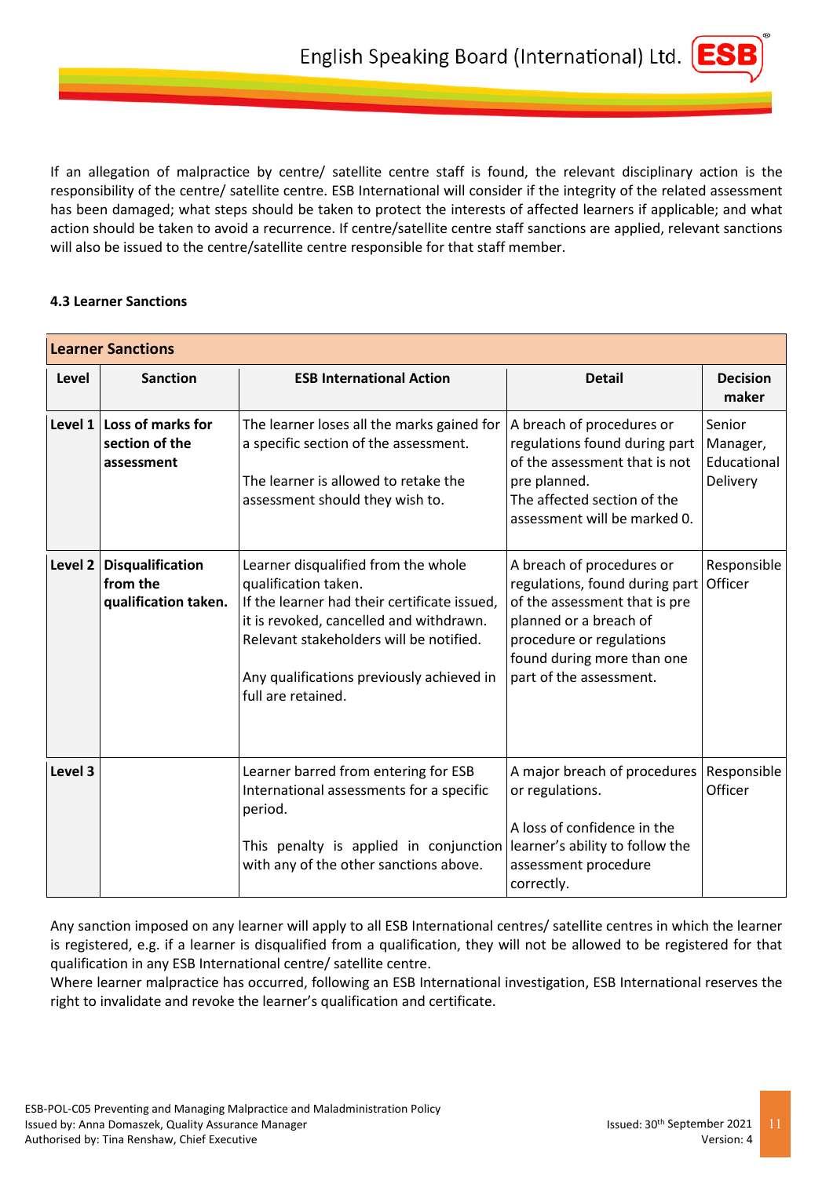If an allegation of malpractice by centre/ satellite centre staff is found, the relevant disciplinary action is the responsibility of the centre/ satellite centre. ESB International will consider if the integrity of the related assessment has been damaged; what steps should be taken to protect the interests of affected learners if applicable; and what action should be taken to avoid a recurrence. If centre/satellite centre staff sanctions are applied, relevant sanctions will also be issued to the centre/satellite centre responsible for that staff member.

#### 4.3 Learner Sanctions

| **Learner Sanctions** | | | | |
|---|---|---|---|---|
| **Level** | **Sanction** | **ESB International Action** | **Detail** | **Decision maker** |
| **Level 1** | **Loss of marks for section of the assessment** | The learner loses all the marks gained for a specific section of the assessment.<br><br>The learner is allowed to retake the assessment should they wish to. | A breach of procedures or regulations found during part of the assessment that is not pre planned.<br>The affected section of the assessment will be marked 0. | Senior Manager, Educational Delivery |
| **Level 2** | **Disqualification from the qualification taken.** | Learner disqualified from the whole qualification taken.<br>If the learner had their certificate issued, it is revoked, cancelled and withdrawn. Relevant stakeholders will be notified.<br><br>Any qualifications previously achieved in full are retained. | A breach of procedures or regulations, found during part of the assessment that is pre planned or a breach of procedure or regulations found during more than one part of the assessment. | Responsible Officer |
| **Level 3** | | Learner barred from entering for ESB International assessments for a specific period.<br><br>This penalty is applied in conjunction with any of the other sanctions above. | A major breach of procedures or regulations.<br><br>A loss of confidence in the learner's ability to follow the assessment procedure correctly. | Responsible Officer |

Any sanction imposed on any learner will apply to all ESB International centres/ satellite centres in which the learner is registered, e.g. if a learner is disqualified from a qualification, they will not be allowed to be registered for that qualification in any ESB International centre/ satellite centre.
Where learner malpractice has occurred, following an ESB International investigation, ESB International reserves the right to invalidate and revoke the learner's qualification and certificate.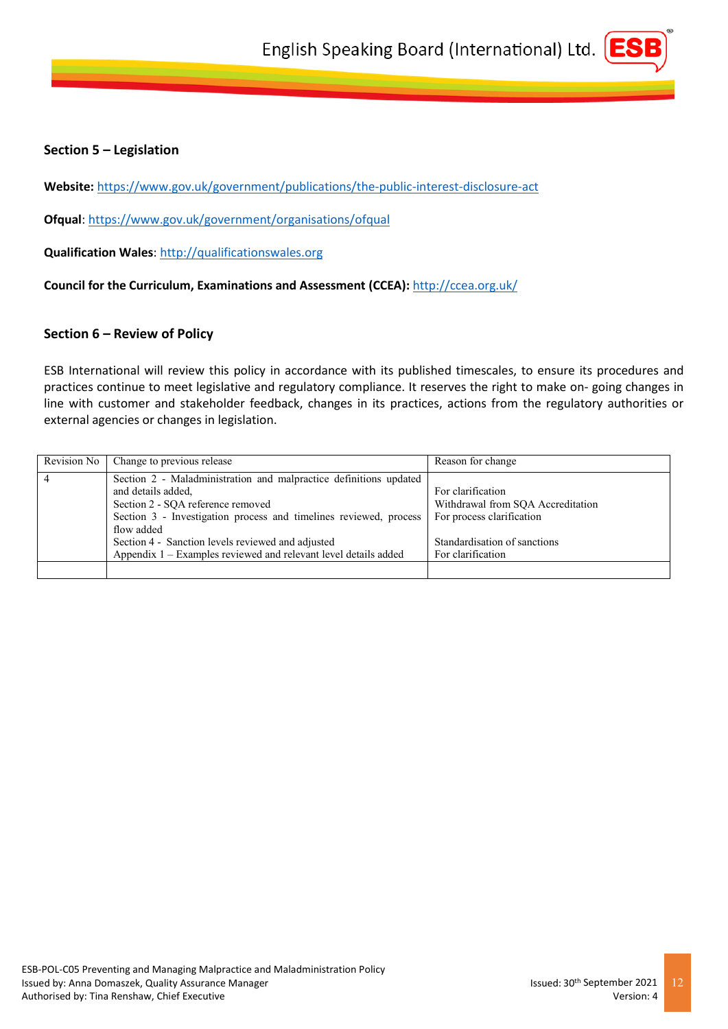## Section 5 – Legislation

**Website:** https://www.gov.uk/government/publications/the-public-interest-disclosure-act

**Ofqual**: https://www.gov.uk/government/organisations/ofqual

**Qualification Wales**: http://qualificationswales.org

**Council for the Curriculum, Examinations and Assessment (CCEA):** http://ccea.org.uk/

## Section 6 – Review of Policy

ESB International will review this policy in accordance with its published timescales, to ensure its procedures and practices continue to meet legislative and regulatory compliance. It reserves the right to make on- going changes in line with customer and stakeholder feedback, changes in its practices, actions from the regulatory authorities or external agencies or changes in legislation.

| Revision No | Change to previous release | Reason for change |
|---|---|---|
| 4 | Section 2 - Maladministration and malpractice definitions updated and details added,<br>Section 2 - SQA reference removed<br>Section 3 - Investigation process and timelines reviewed, process flow added<br>Section 4 - Sanction levels reviewed and adjusted<br>Appendix 1 – Examples reviewed and relevant level details added | For clarification<br>Withdrawal from SQA Accreditation<br>For process clarification<br><br>Standardisation of sanctions<br>For clarification |
| | | |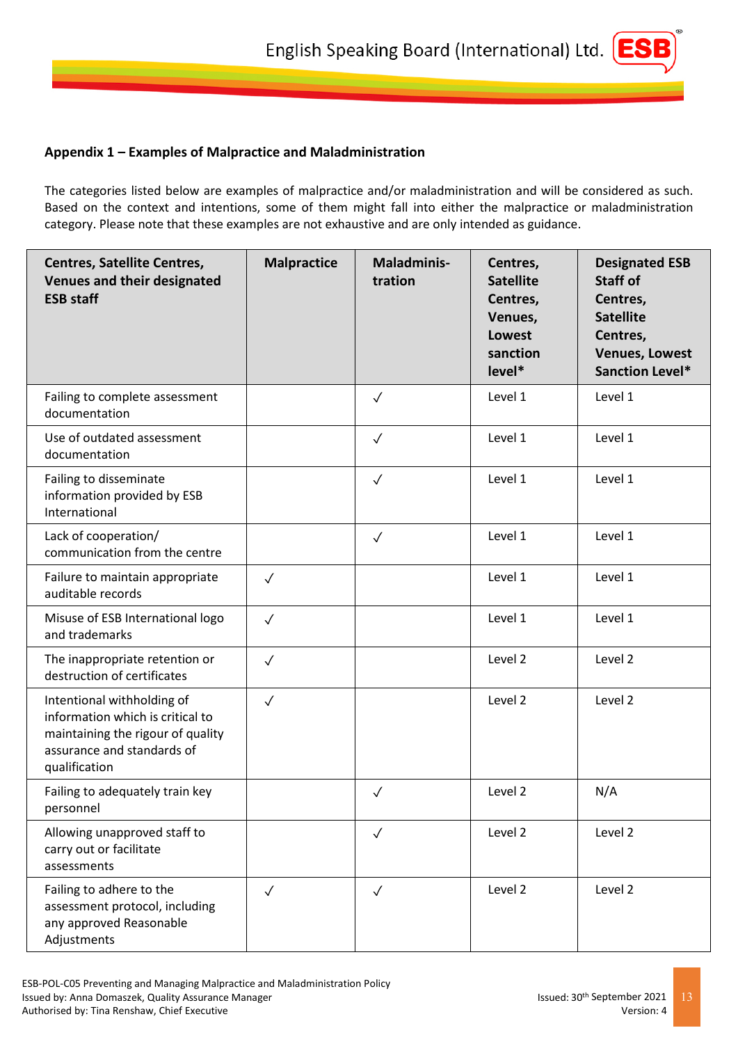## Appendix 1 – Examples of Malpractice and Maladministration

The categories listed below are examples of malpractice and/or maladministration and will be considered as such. Based on the context and intentions, some of them might fall into either the malpractice or maladministration category. Please note that these examples are not exhaustive and are only intended as guidance.

| Centres, Satellite Centres, Venues and their designated ESB staff | Malpractice | Maladministration | Centres, Satellite Centres, Venues, Lowest sanction level* | Designated ESB Staff of Centres, Satellite Centres, Venues, Lowest Sanction Level* |
|---|---|---|---|---|
| Failing to complete assessment documentation | | ✓ | Level 1 | Level 1 |
| Use of outdated assessment documentation | | ✓ | Level 1 | Level 1 |
| Failing to disseminate information provided by ESB International | | ✓ | Level 1 | Level 1 |
| Lack of cooperation/ communication from the centre | | ✓ | Level 1 | Level 1 |
| Failure to maintain appropriate auditable records | ✓ | | Level 1 | Level 1 |
| Misuse of ESB International logo and trademarks | ✓ | | Level 1 | Level 1 |
| The inappropriate retention or destruction of certificates | ✓ | | Level 2 | Level 2 |
| Intentional withholding of information which is critical to maintaining the rigour of quality assurance and standards of qualification | ✓ | | Level 2 | Level 2 |
| Failing to adequately train key personnel | | ✓ | Level 2 | N/A |
| Allowing unapproved staff to carry out or facilitate assessments | | ✓ | Level 2 | Level 2 |
| Failing to adhere to the assessment protocol, including any approved Reasonable Adjustments | ✓ | ✓ | Level 2 | Level 2 |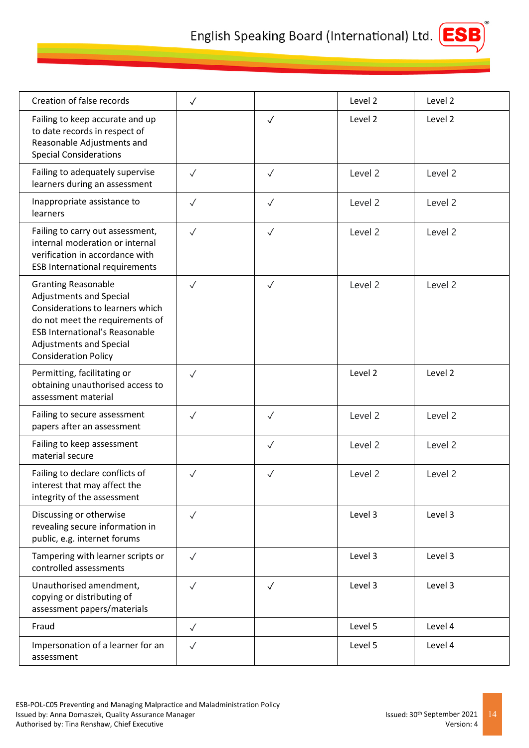| | | | | |
|---|---|---|---|---|
| Creation of false records | ✓ | | Level 2 | Level 2 |
| Failing to keep accurate and up to date records in respect of Reasonable Adjustments and Special Considerations | | ✓ | Level 2 | Level 2 |
| Failing to adequately supervise learners during an assessment | ✓ | ✓ | Level 2 | Level 2 |
| Inappropriate assistance to learners | ✓ | ✓ | Level 2 | Level 2 |
| Failing to carry out assessment, internal moderation or internal verification in accordance with ESB International requirements | ✓ | ✓ | Level 2 | Level 2 |
| Granting Reasonable Adjustments and Special Considerations to learners which do not meet the requirements of ESB International's Reasonable Adjustments and Special Consideration Policy | ✓ | ✓ | Level 2 | Level 2 |
| Permitting, facilitating or obtaining unauthorised access to assessment material | ✓ | | Level 2 | Level 2 |
| Failing to secure assessment papers after an assessment | ✓ | ✓ | Level 2 | Level 2 |
| Failing to keep assessment material secure | | ✓ | Level 2 | Level 2 |
| Failing to declare conflicts of interest that may affect the integrity of the assessment | ✓ | ✓ | Level 2 | Level 2 |
| Discussing or otherwise revealing secure information in public, e.g. internet forums | ✓ | | Level 3 | Level 3 |
| Tampering with learner scripts or controlled assessments | ✓ | | Level 3 | Level 3 |
| Unauthorised amendment, copying or distributing of assessment papers/materials | ✓ | ✓ | Level 3 | Level 3 |
| Fraud | ✓ | | Level 5 | Level 4 |
| Impersonation of a learner for an assessment | ✓ | | Level 5 | Level 4 |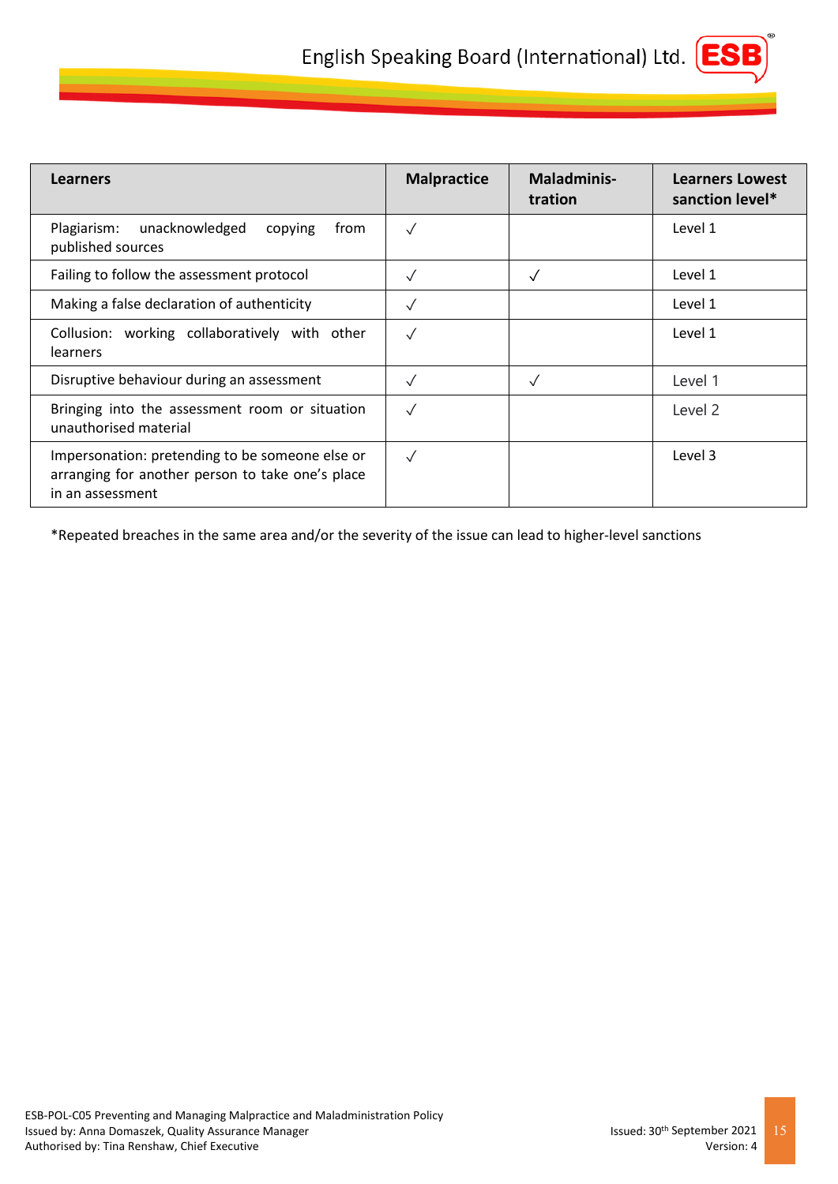| Learners | Malpractice | Maladminis-tration | Learners Lowest sanction level* |
|---|---|---|---|
| Plagiarism: unacknowledged copying from published sources | ✓ | | Level 1 |
| Failing to follow the assessment protocol | ✓ | ✓ | Level 1 |
| Making a false declaration of authenticity | ✓ | | Level 1 |
| Collusion: working collaboratively with other learners | ✓ | | Level 1 |
| Disruptive behaviour during an assessment | ✓ | ✓ | Level 1 |
| Bringing into the assessment room or situation unauthorised material | ✓ | | Level 2 |
| Impersonation: pretending to be someone else or arranging for another person to take one's place in an assessment | ✓ | | Level 3 |

*Repeated breaches in the same area and/or the severity of the issue can lead to higher-level sanctions